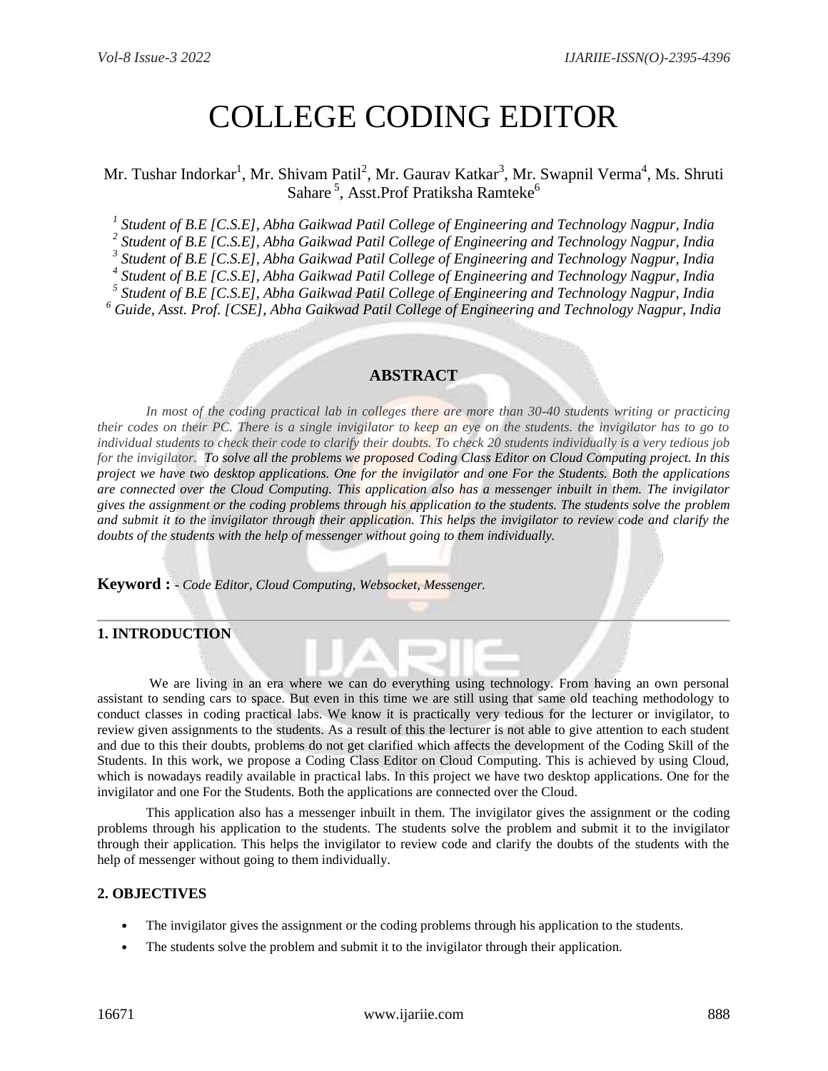# COLLEGE CODING EDITOR

Mr. Tushar Indorkar[1], Mr. Shivam Patil[2], Mr. Gaurav Katkar[3], Mr. Swapnil Verma[4], Ms. Shruti Sahare [5], Asst.Prof Pratiksha Ramteke[6]

*[1] Student of B.E [C.S.E], Abha Gaikwad Patil College of Engineering and Technology Nagpur, India*
*[2] Student of B.E [C.S.E], Abha Gaikwad Patil College of Engineering and Technology Nagpur, India*
*[3] Student of B.E [C.S.E], Abha Gaikwad Patil College of Engineering and Technology Nagpur, India*
*[4] Student of B.E [C.S.E], Abha Gaikwad Patil College of Engineering and Technology Nagpur, India*
*[5] Student of B.E [C.S.E], Abha Gaikwad Patil College of Engineering and Technology Nagpur, India*
*[6] Guide, Asst. Prof. [CSE], Abha Gaikwad Patil College of Engineering and Technology Nagpur, India*

## ABSTRACT

*In most of the coding practical lab in colleges there are more than 30-40 students writing or practicing their codes on their PC. There is a single invigilator to keep an eye on the students. the invigilator has to go to individual students to check their code to clarify their doubts. To check 20 students individually is a very tedious job for the invigilator. To solve all the problems we proposed Coding Class Editor on Cloud Computing project. In this project we have two desktop applications. One for the invigilator and one For the Students. Both the applications are connected over the Cloud Computing. This application also has a messenger inbuilt in them. The invigilator gives the assignment or the coding problems through his application to the students. The students solve the problem and submit it to the invigilator through their application. This helps the invigilator to review code and clarify the doubts of the students with the help of messenger without going to them individually.*

**Keyword :** - *Code Editor, Cloud Computing, Websocket, Messenger.*

---

## 1. INTRODUCTION

We are living in an era where we can do everything using technology. From having an own personal assistant to sending cars to space. But even in this time we are still using that same old teaching methodology to conduct classes in coding practical labs. We know it is practically very tedious for the lecturer or invigilator, to review given assignments to the students. As a result of this the lecturer is not able to give attention to each student and due to this their doubts, problems do not get clarified which affects the development of the Coding Skill of the Students. In this work, we propose a Coding Class Editor on Cloud Computing. This is achieved by using Cloud, which is nowadays readily available in practical labs. In this project we have two desktop applications. One for the invigilator and one For the Students. Both the applications are connected over the Cloud.

This application also has a messenger inbuilt in them. The invigilator gives the assignment or the coding problems through his application to the students. The students solve the problem and submit it to the invigilator through their application. This helps the invigilator to review code and clarify the doubts of the students with the help of messenger without going to them individually.

## 2. OBJECTIVES

- The invigilator gives the assignment or the coding problems through his application to the students.
- The students solve the problem and submit it to the invigilator through their application.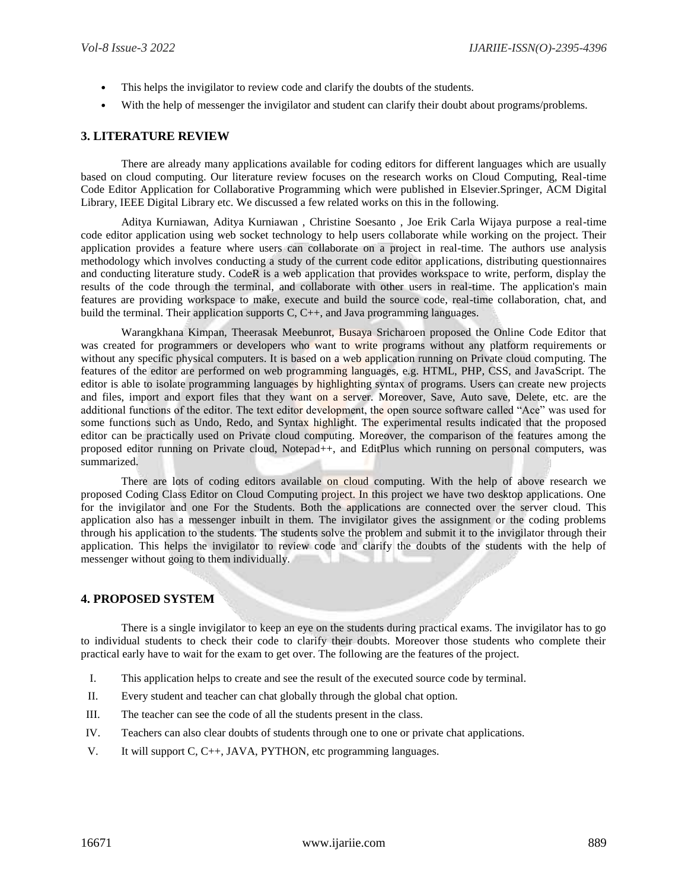- This helps the invigilator to review code and clarify the doubts of the students.
- With the help of messenger the invigilator and student can clarify their doubt about programs/problems.

## 3. LITERATURE REVIEW

There are already many applications available for coding editors for different languages which are usually based on cloud computing. Our literature review focuses on the research works on Cloud Computing, Real-time Code Editor Application for Collaborative Programming which were published in Elsevier.Springer, ACM Digital Library, IEEE Digital Library etc. We discussed a few related works on this in the following.

Aditya Kurniawan, Aditya Kurniawan , Christine Soesanto , Joe Erik Carla Wijaya purpose a real-time code editor application using web socket technology to help users collaborate while working on the project. Their application provides a feature where users can collaborate on a project in real-time. The authors use analysis methodology which involves conducting a study of the current code editor applications, distributing questionnaires and conducting literature study. CodeR is a web application that provides workspace to write, perform, display the results of the code through the terminal, and collaborate with other users in real-time. The application's main features are providing workspace to make, execute and build the source code, real-time collaboration, chat, and build the terminal. Their application supports C, C++, and Java programming languages.

Warangkhana Kimpan, Theerasak Meebunrot, Busaya Sricharoen proposed the Online Code Editor that was created for programmers or developers who want to write programs without any platform requirements or without any specific physical computers. It is based on a web application running on Private cloud computing. The features of the editor are performed on web programming languages, e.g. HTML, PHP, CSS, and JavaScript. The editor is able to isolate programming languages by highlighting syntax of programs. Users can create new projects and files, import and export files that they want on a server. Moreover, Save, Auto save, Delete, etc. are the additional functions of the editor. The text editor development, the open source software called "Ace" was used for some functions such as Undo, Redo, and Syntax highlight. The experimental results indicated that the proposed editor can be practically used on Private cloud computing. Moreover, the comparison of the features among the proposed editor running on Private cloud, Notepad++, and EditPlus which running on personal computers, was summarized.

There are lots of coding editors available on cloud computing. With the help of above research we proposed Coding Class Editor on Cloud Computing project. In this project we have two desktop applications. One for the invigilator and one For the Students. Both the applications are connected over the server cloud. This application also has a messenger inbuilt in them. The invigilator gives the assignment or the coding problems through his application to the students. The students solve the problem and submit it to the invigilator through their application. This helps the invigilator to review code and clarify the doubts of the students with the help of messenger without going to them individually.

## 4. PROPOSED SYSTEM

There is a single invigilator to keep an eye on the students during practical exams. The invigilator has to go to individual students to check their code to clarify their doubts. Moreover those students who complete their practical early have to wait for the exam to get over. The following are the features of the project.

I. This application helps to create and see the result of the executed source code by terminal.

II. Every student and teacher can chat globally through the global chat option.

III. The teacher can see the code of all the students present in the class.

IV. Teachers can also clear doubts of students through one to one or private chat applications.

V. It will support C, C++, JAVA, PYTHON, etc programming languages.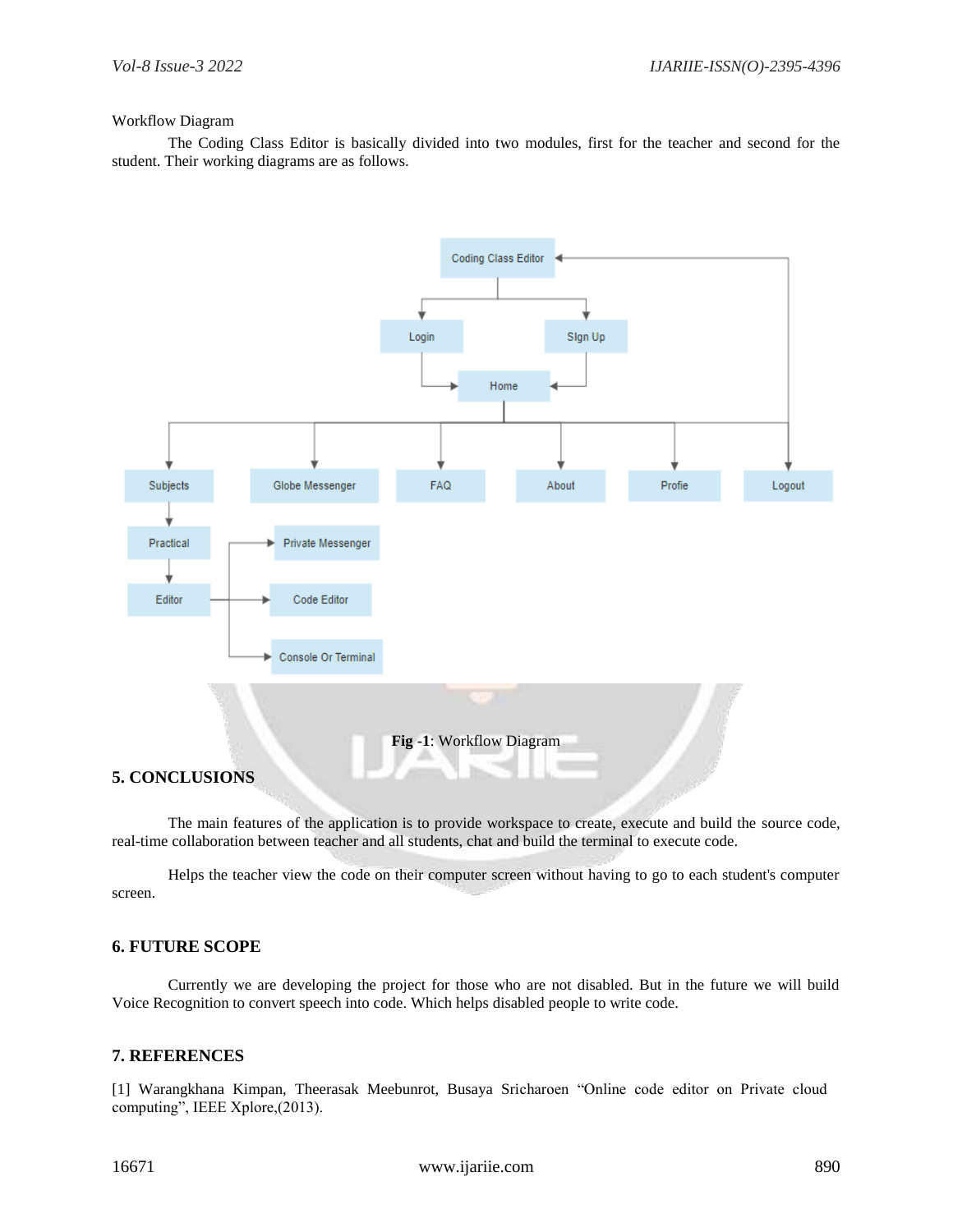Workflow Diagram

The Coding Class Editor is basically divided into two modules, first for the teacher and second for the student. Their working diagrams are as follows.

**Fig -1**: Workflow Diagram

## 5. CONCLUSIONS

The main features of the application is to provide workspace to create, execute and build the source code, real-time collaboration between teacher and all students, chat and build the terminal to execute code.

Helps the teacher view the code on their computer screen without having to go to each student's computer screen.

## 6. FUTURE SCOPE

Currently we are developing the project for those who are not disabled. But in the future we will build Voice Recognition to convert speech into code. Which helps disabled people to write code.

## 7. REFERENCES

[1] Warangkhana Kimpan, Theerasak Meebunrot, Busaya Sricharoen "Online code editor on Private cloud computing", IEEE Xplore,(2013).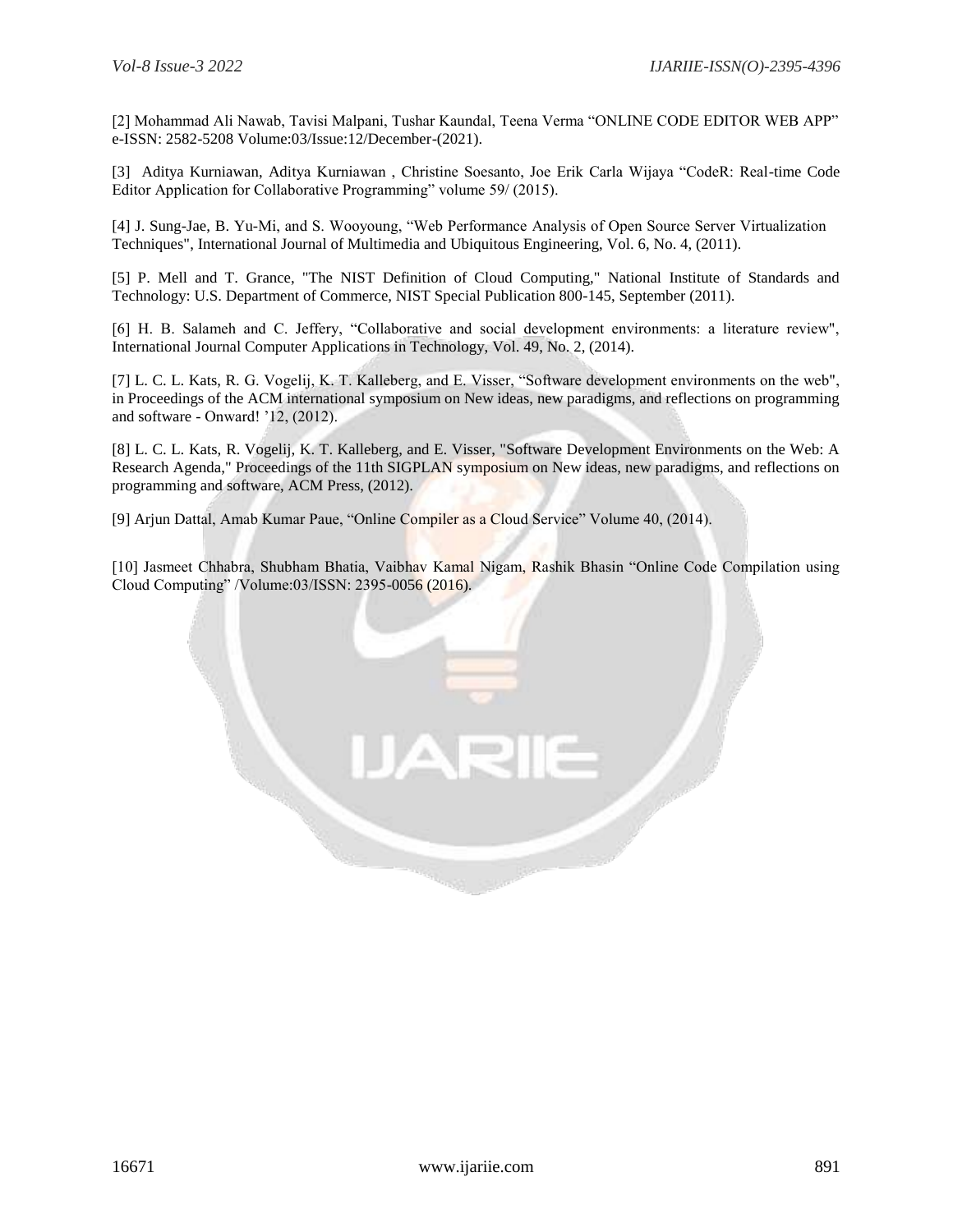[2] Mohammad Ali Nawab, Tavisi Malpani, Tushar Kaundal, Teena Verma "ONLINE CODE EDITOR WEB APP" e-ISSN: 2582-5208 Volume:03/Issue:12/December-(2021).

[3] Aditya Kurniawan, Aditya Kurniawan , Christine Soesanto, Joe Erik Carla Wijaya "CodeR: Real-time Code Editor Application for Collaborative Programming" volume 59/ (2015).

[4] J. Sung-Jae, B. Yu-Mi, and S. Wooyoung, "Web Performance Analysis of Open Source Server Virtualization Techniques", International Journal of Multimedia and Ubiquitous Engineering, Vol. 6, No. 4, (2011).

[5] P. Mell and T. Grance, "The NIST Definition of Cloud Computing," National Institute of Standards and Technology: U.S. Department of Commerce, NIST Special Publication 800-145, September (2011).

[6] H. B. Salameh and C. Jeffery, "Collaborative and social development environments: a literature review", International Journal Computer Applications in Technology, Vol. 49, No. 2, (2014).

[7] L. C. L. Kats, R. G. Vogelij, K. T. Kalleberg, and E. Visser, "Software development environments on the web", in Proceedings of the ACM international symposium on New ideas, new paradigms, and reflections on programming and software - Onward! '12, (2012).

[8] L. C. L. Kats, R. Vogelij, K. T. Kalleberg, and E. Visser, "Software Development Environments on the Web: A Research Agenda," Proceedings of the 11th SIGPLAN symposium on New ideas, new paradigms, and reflections on programming and software, ACM Press, (2012).

[9] Arjun Dattal, Amab Kumar Paue, "Online Compiler as a Cloud Service" Volume 40, (2014).

[10] Jasmeet Chhabra, Shubham Bhatia, Vaibhav Kamal Nigam, Rashik Bhasin "Online Code Compilation using Cloud Computing" /Volume:03/ISSN: 2395-0056 (2016).